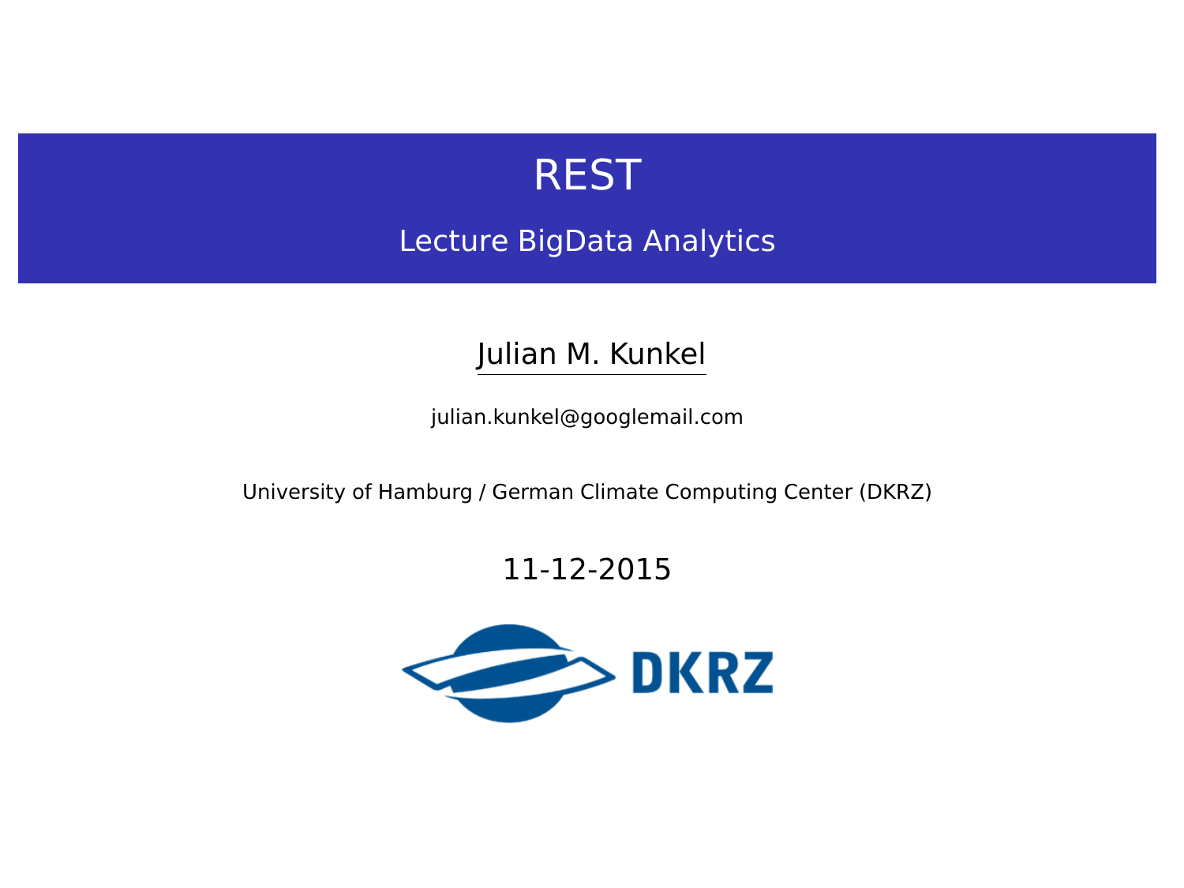# REST

## Lecture BigData Analytics

Julian M. Kunkel

julian.kunkel@googlemail.com

University of Hamburg / German Climate Computing Center (DKRZ)

11-12-2015

DKRZ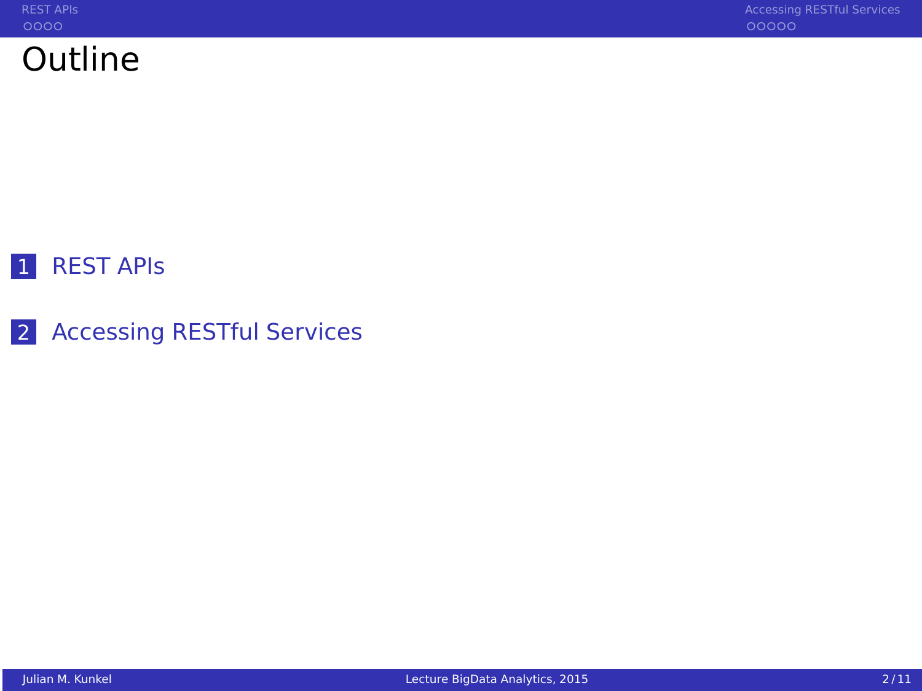# Outline

1. REST APIs

2. Accessing RESTful Services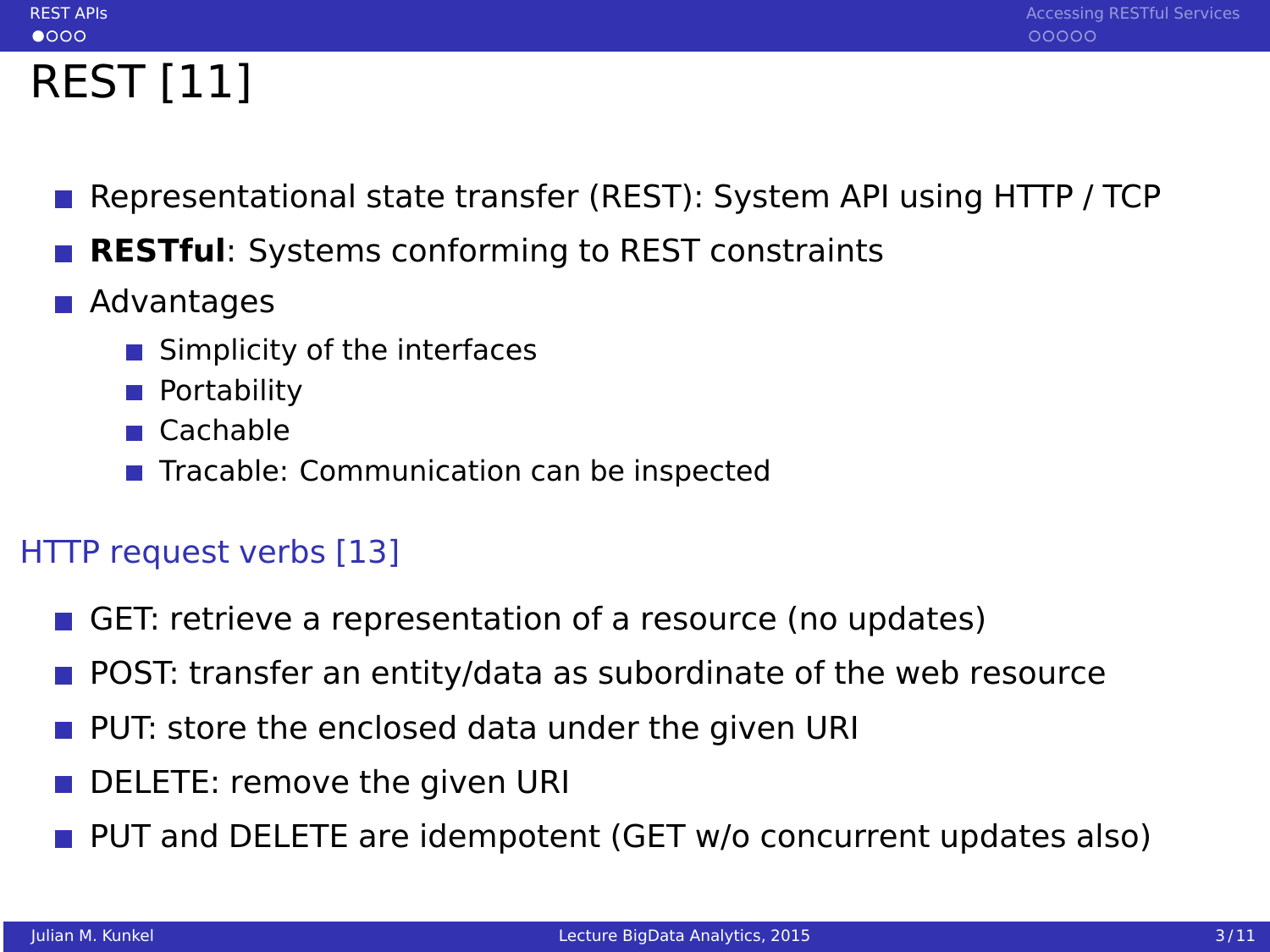# REST [11]

- Representational state transfer (REST): System API using HTTP / TCP
- **RESTful**: Systems conforming to REST constraints
- Advantages
  - Simplicity of the interfaces
  - Portability
  - Cachable
  - Tracable: Communication can be inspected

## HTTP request verbs [13]

- GET: retrieve a representation of a resource (no updates)
- POST: transfer an entity/data as subordinate of the web resource
- PUT: store the enclosed data under the given URI
- DELETE: remove the given URI
- PUT and DELETE are idempotent (GET w/o concurrent updates also)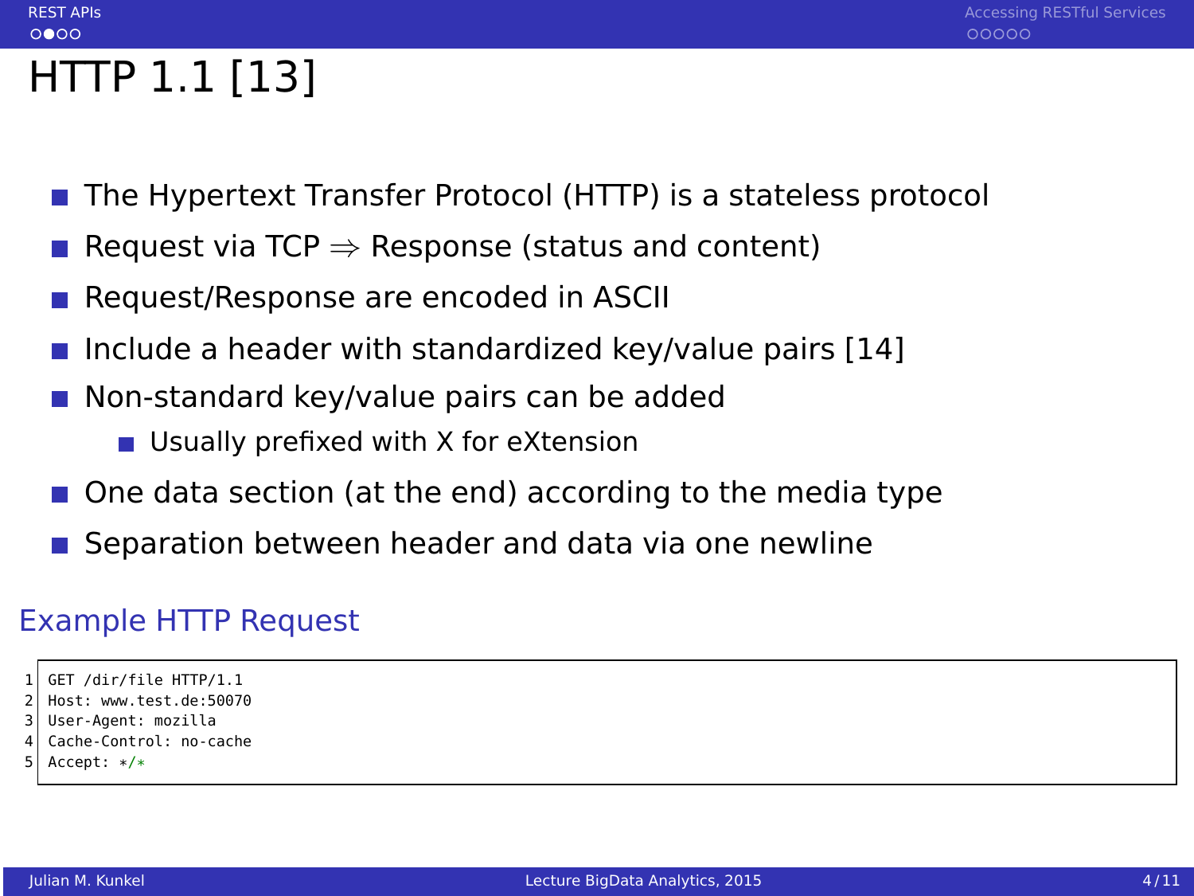# HTTP 1.1 [13]

- The Hypertext Transfer Protocol (HTTP) is a stateless protocol
- Request via TCP $\Rightarrow$ Response (status and content)
- Request/Response are encoded in ASCII
- Include a header with standardized key/value pairs [14]
- Non-standard key/value pairs can be added
  - Usually prefixed with X for eXtension
- One data section (at the end) according to the media type
- Separation between header and data via one newline

## Example HTTP Request

```
GET /dir/file HTTP/1.1
Host: www.test.de:50070
User-Agent: mozilla
Cache-Control: no-cache
Accept: */*
```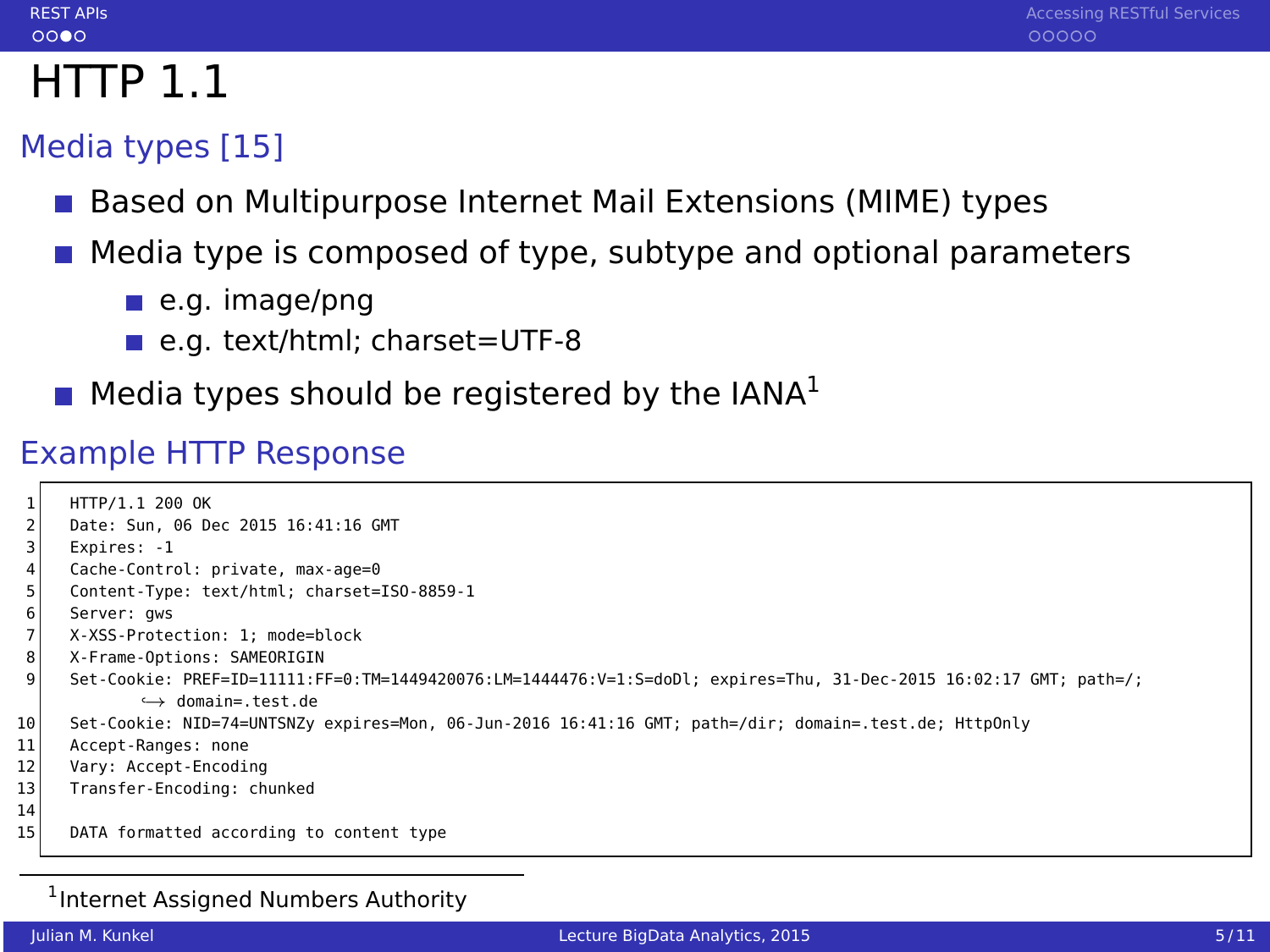# HTTP 1.1

## Media types [15]

- Based on Multipurpose Internet Mail Extensions (MIME) types
- Media type is composed of type, subtype and optional parameters
  - e.g. image/png
  - e.g. text/html; charset=UTF-8
- Media types should be registered by the IANA[1]

## Example HTTP Response

```
1  HTTP/1.1 200 OK
2  Date: Sun, 06 Dec 2015 16:41:16 GMT
3  Expires: -1
4  Cache-Control: private, max-age=0
5  Content-Type: text/html; charset=ISO-8859-1
6  Server: gws
7  X-XSS-Protection: 1; mode=block
8  X-Frame-Options: SAMEORIGIN
9  Set-Cookie: PREF=ID=11111:FF=0:TM=1449420076:LM=1444476:V=1:S=doDl; expires=Thu, 31-Dec-2015 16:02:17 GMT; path=/;
       ↪ domain=.test.de
10 Set-Cookie: NID=74=UNTSNZy expires=Mon, 06-Jun-2016 16:41:16 GMT; path=/dir; domain=.test.de; HttpOnly
11 Accept-Ranges: none
12 Vary: Accept-Encoding
13 Transfer-Encoding: chunked
14
15 DATA formatted according to content type
```

[1] Internet Assigned Numbers Authority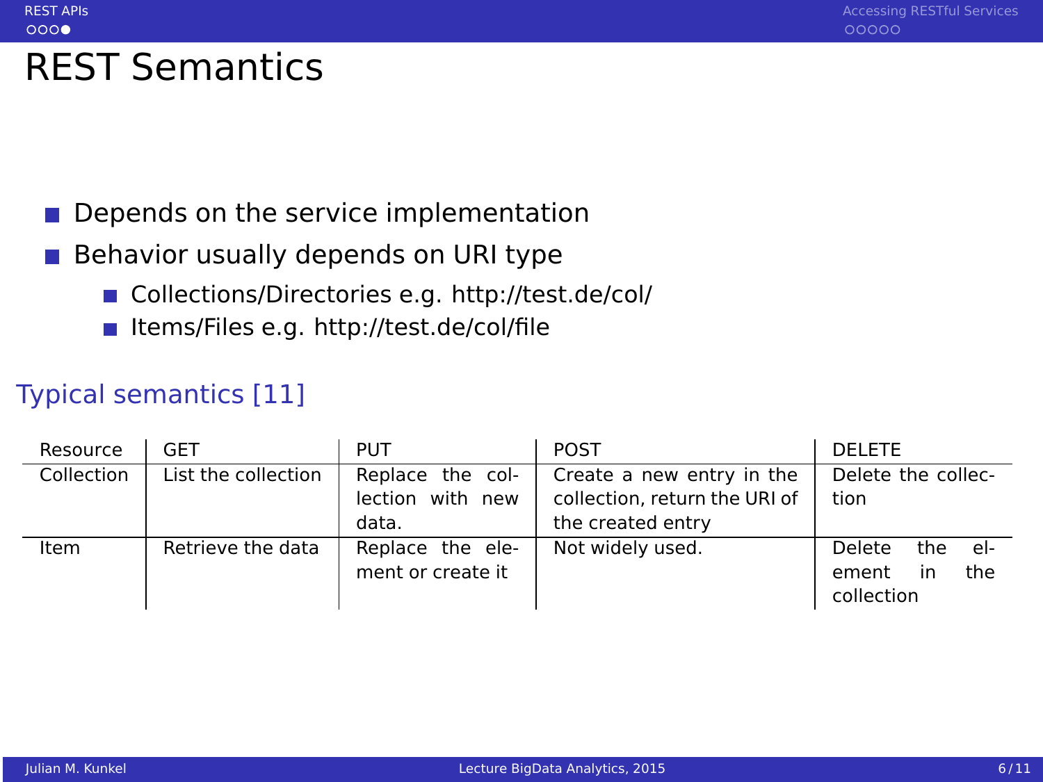# REST Semantics

- Depends on the service implementation
- Behavior usually depends on URI type
  - Collections/Directories e.g. http://test.de/col/
  - Items/Files e.g. http://test.de/col/file

## Typical semantics [11]

| Resource | GET | PUT | POST | DELETE |
|---|---|---|---|---|
| Collection | List the collection | Replace the collection with new data. | Create a new entry in the collection, return the URI of the created entry | Delete the collection |
| Item | Retrieve the data | Replace the element or create it | Not widely used. | Delete the element in the collection |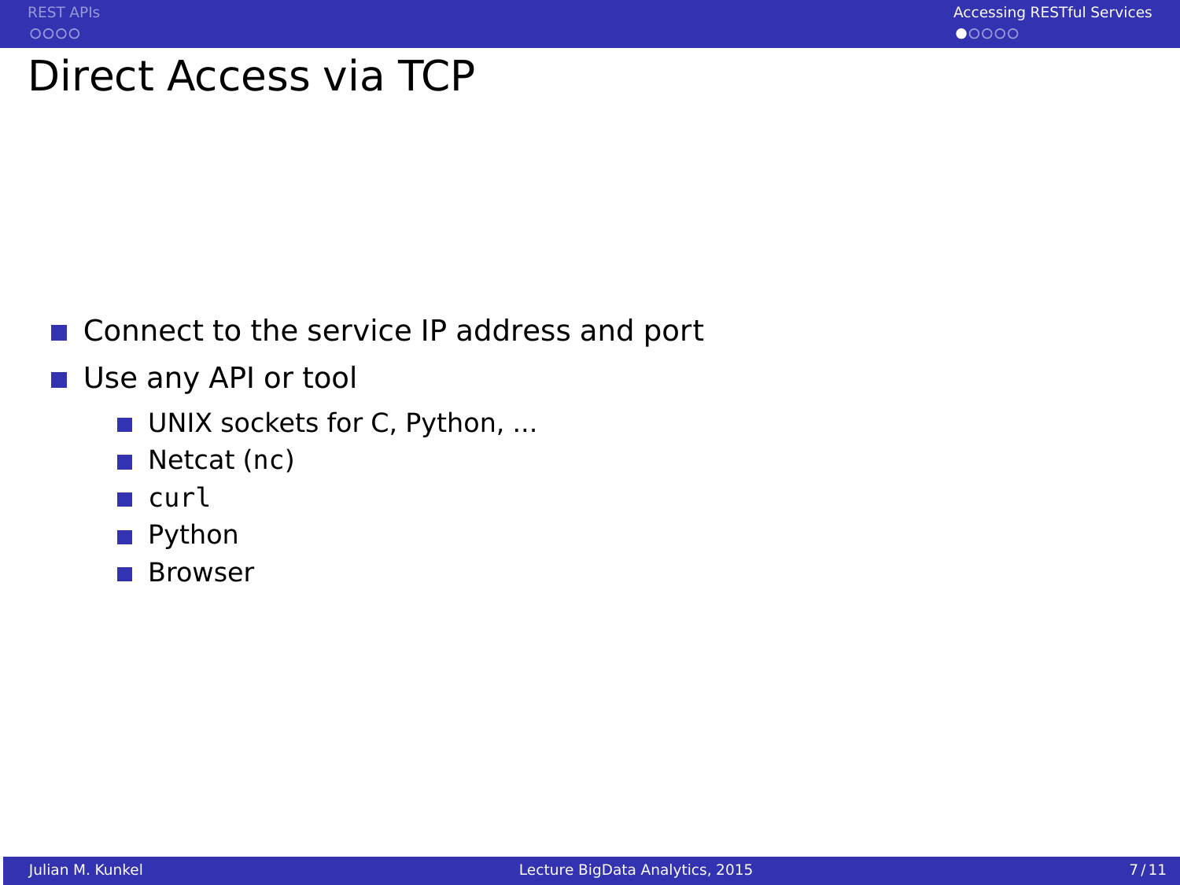# Direct Access via TCP

- Connect to the service IP address and port
- Use any API or tool
  - UNIX sockets for C, Python, ...
  - Netcat (nc)
  - `curl`
  - Python
  - Browser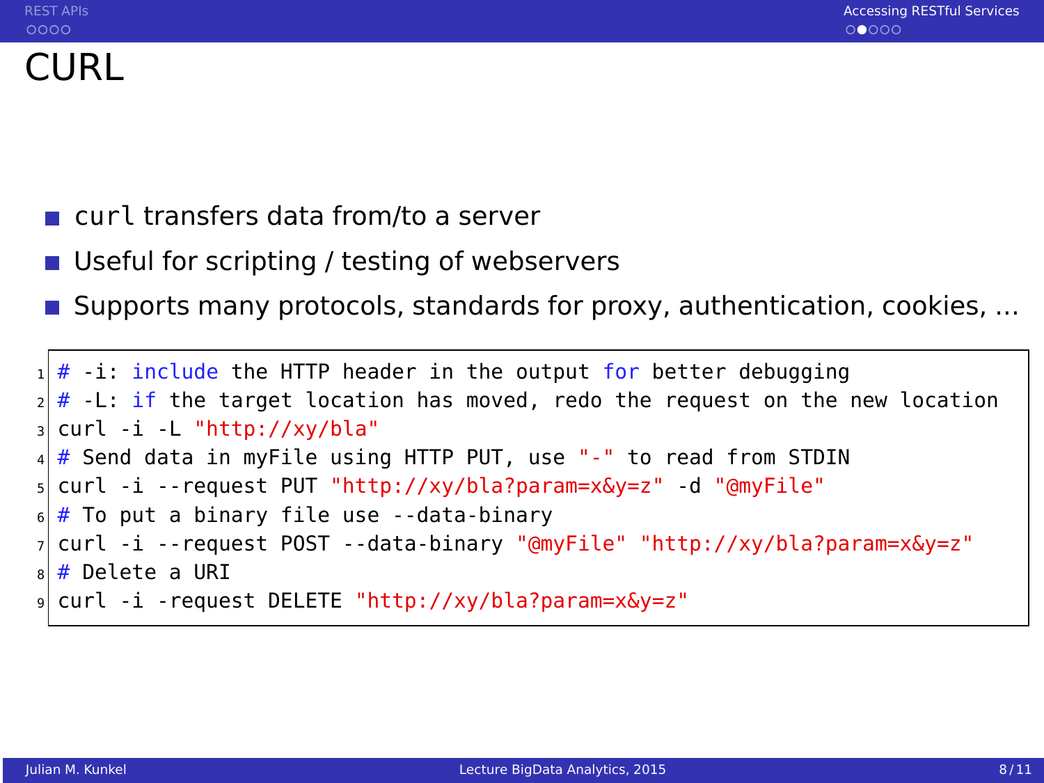# CURL

- `curl` transfers data from/to a server
- Useful for scripting / testing of webservers
- Supports many protocols, standards for proxy, authentication, cookies, ...

```
# -i: include the HTTP header in the output for better debugging
# -L: if the target location has moved, redo the request on the new location
curl -i -L "http://xy/bla"
# Send data in myFile using HTTP PUT, use "-" to read from STDIN
curl -i --request PUT "http://xy/bla?param=x&y=z" -d "@myFile"
# To put a binary file use --data-binary
curl -i --request POST --data-binary "@myFile" "http://xy/bla?param=x&y=z"
# Delete a URI
curl -i -request DELETE "http://xy/bla?param=x&y=z"
```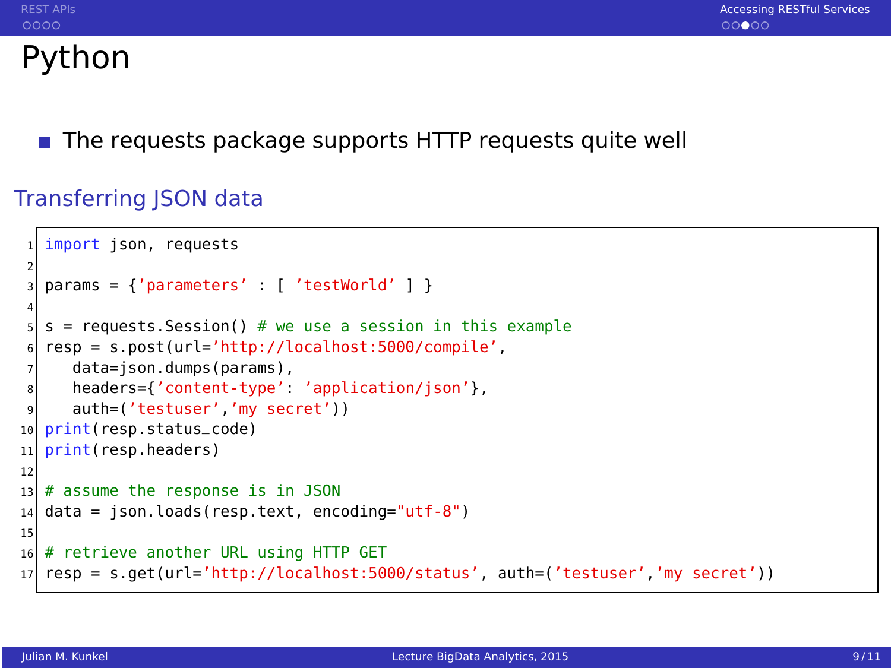# Python

- The requests package supports HTTP requests quite well

## Transferring JSON data

```python
import json, requests

params = {'parameters' : [ 'testWorld' ] }

s = requests.Session() # we use a session in this example
resp = s.post(url='http://localhost:5000/compile',
   data=json.dumps(params),
   headers={'content-type': 'application/json'},
   auth=('testuser','my secret'))
print(resp.status_code)
print(resp.headers)

# assume the response is in JSON
data = json.loads(resp.text, encoding="utf-8")

# retrieve another URL using HTTP GET
resp = s.get(url='http://localhost:5000/status', auth=('testuser','my secret'))
```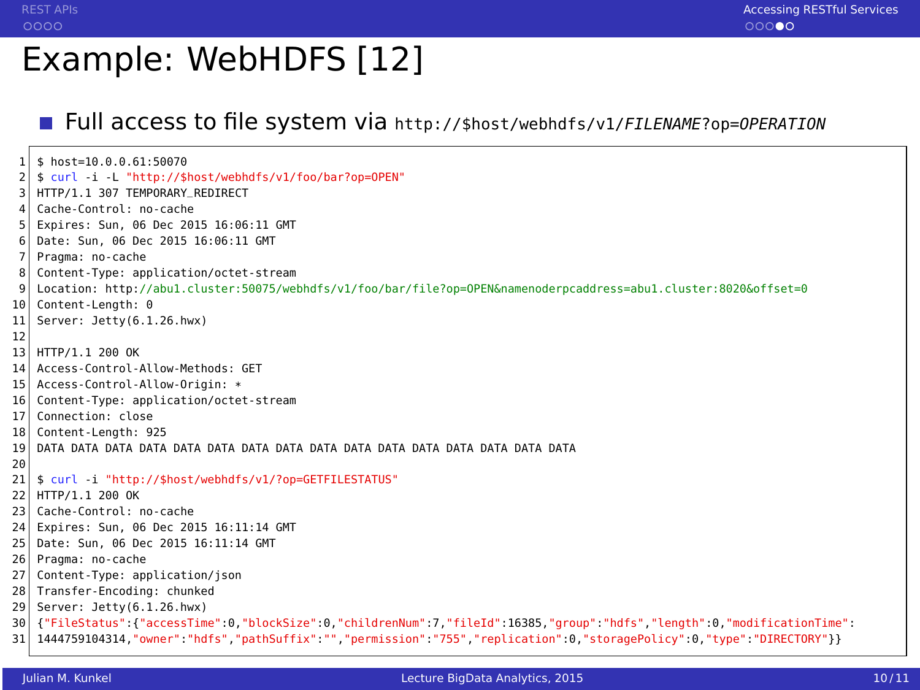# Example: WebHDFS [12]

- Full access to file system via `http://$host/webhdfs/v1/FILENAME?op=OPERATION`

```
$ host=10.0.0.61:50070
$ curl -i -L "http://$host/webhdfs/v1/foo/bar?op=OPEN"
HTTP/1.1 307 TEMPORARY_REDIRECT
Cache-Control: no-cache
Expires: Sun, 06 Dec 2015 16:06:11 GMT
Date: Sun, 06 Dec 2015 16:06:11 GMT
Pragma: no-cache
Content-Type: application/octet-stream
Location: http://abu1.cluster:50075/webhdfs/v1/foo/bar/file?op=OPEN&namenoderpcaddress=abu1.cluster:8020&offset=0
Content-Length: 0
Server: Jetty(6.1.26.hwx)

HTTP/1.1 200 OK
Access-Control-Allow-Methods: GET
Access-Control-Allow-Origin: *
Content-Type: application/octet-stream
Connection: close
Content-Length: 925
DATA DATA DATA DATA DATA DATA DATA DATA DATA DATA DATA DATA DATA DATA DATA DATA

$ curl -i "http://$host/webhdfs/v1/?op=GETFILESTATUS"
HTTP/1.1 200 OK
Cache-Control: no-cache
Expires: Sun, 06 Dec 2015 16:11:14 GMT
Date: Sun, 06 Dec 2015 16:11:14 GMT
Pragma: no-cache
Content-Type: application/json
Transfer-Encoding: chunked
Server: Jetty(6.1.26.hwx)
{"FileStatus":{"accessTime":0,"blockSize":0,"childrenNum":7,"fileId":16385,"group":"hdfs","length":0,"modificationTime":
1444759104314,"owner":"hdfs","pathSuffix":"","permission":"755","replication":0,"storagePolicy":0,"type":"DIRECTORY"}}
```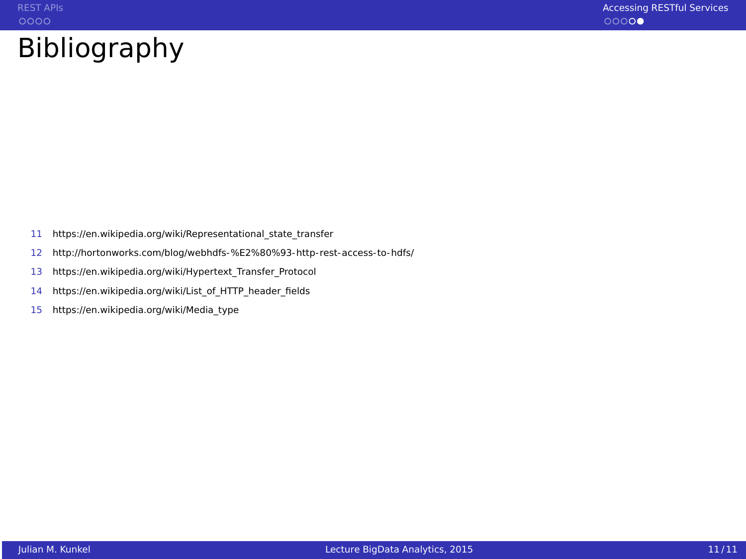# Bibliography

11 https://en.wikipedia.org/wiki/Representational_state_transfer

12 http://hortonworks.com/blog/webhdfs-%E2%80%93-http-rest-access-to-hdfs/

13 https://en.wikipedia.org/wiki/Hypertext_Transfer_Protocol

14 https://en.wikipedia.org/wiki/List_of_HTTP_header_fields

15 https://en.wikipedia.org/wiki/Media_type